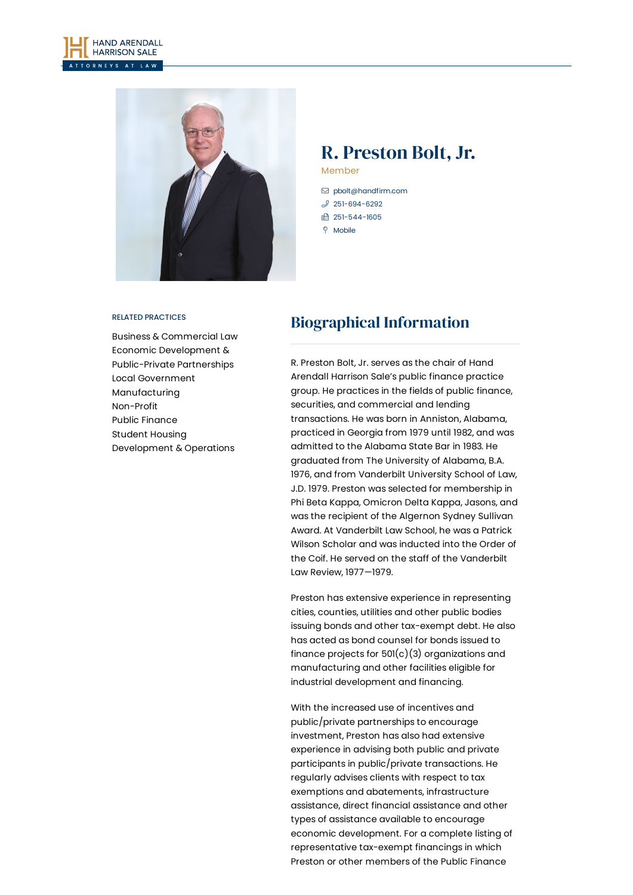# R. Preston Bolt, Jr.

Member

pbolt@handfirm.com
251-694-6292
251-544-1605
Mobile

RELATED PRACTICES

Business & Commercial Law
Economic Development & Public-Private Partnerships
Local Government
Manufacturing
Non-Profit
Public Finance
Student Housing Development & Operations

## Biographical Information

R. Preston Bolt, Jr. serves as the chair of Hand Arendall Harrison Sale's public finance practice group. He practices in the fields of public finance, securities, and commercial and lending transactions. He was born in Anniston, Alabama, practiced in Georgia from 1979 until 1982, and was admitted to the Alabama State Bar in 1983. He graduated from The University of Alabama, B.A. 1976, and from Vanderbilt University School of Law, J.D. 1979. Preston was selected for membership in Phi Beta Kappa, Omicron Delta Kappa, Jasons, and was the recipient of the Algernon Sydney Sullivan Award. At Vanderbilt Law School, he was a Patrick Wilson Scholar and was inducted into the Order of the Coif. He served on the staff of the Vanderbilt Law Review, 1977—1979.

Preston has extensive experience in representing cities, counties, utilities and other public bodies issuing bonds and other tax-exempt debt. He also has acted as bond counsel for bonds issued to finance projects for 501(c)(3) organizations and manufacturing and other facilities eligible for industrial development and financing.

With the increased use of incentives and public/private partnerships to encourage investment, Preston has also had extensive experience in advising both public and private participants in public/private transactions. He regularly advises clients with respect to tax exemptions and abatements, infrastructure assistance, direct financial assistance and other types of assistance available to encourage economic development. For a complete listing of representative tax-exempt financings in which Preston or other members of the Public Finance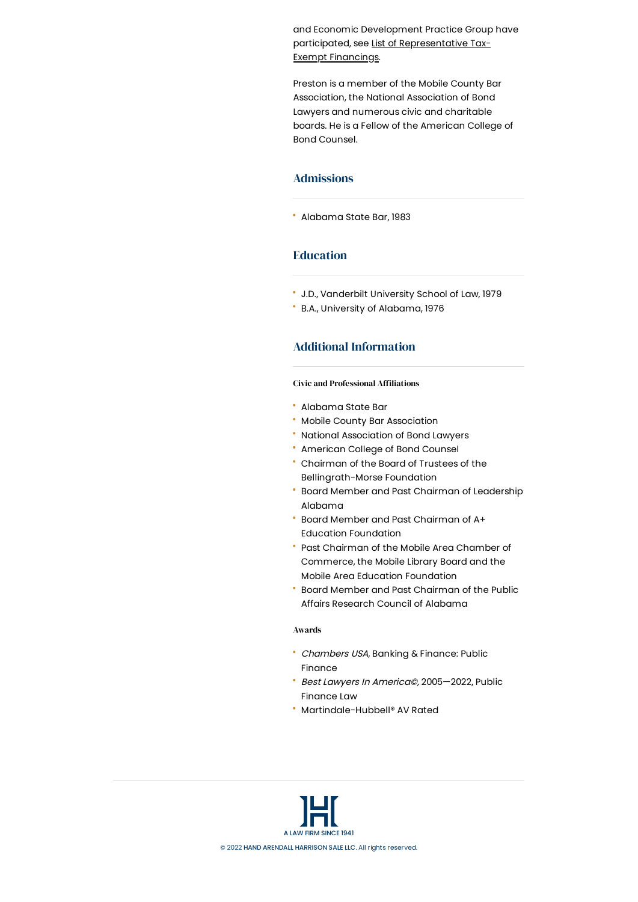and Economic Development Practice Group have participated, see List of Representative Tax-Exempt Financings.

Preston is a member of the Mobile County Bar Association, the National Association of Bond Lawyers and numerous civic and charitable boards. He is a Fellow of the American College of Bond Counsel.

## Admissions

- Alabama State Bar, 1983

## Education

- J.D., Vanderbilt University School of Law, 1979
- B.A., University of Alabama, 1976

## Additional Information

#### Civic and Professional Affiliations

- Alabama State Bar
- Mobile County Bar Association
- National Association of Bond Lawyers
- American College of Bond Counsel
- Chairman of the Board of Trustees of the Bellingrath-Morse Foundation
- Board Member and Past Chairman of Leadership Alabama
- Board Member and Past Chairman of A+ Education Foundation
- Past Chairman of the Mobile Area Chamber of Commerce, the Mobile Library Board and the Mobile Area Education Foundation
- Board Member and Past Chairman of the Public Affairs Research Council of Alabama

#### Awards

- *Chambers USA*, Banking & Finance: Public Finance
- *Best Lawyers In America©*, 2005—2022, Public Finance Law
- Martindale-Hubbell® AV Rated

A LAW FIRM SINCE 1941

© 2022 HAND ARENDALL HARRISON SALE LLC. All rights reserved.